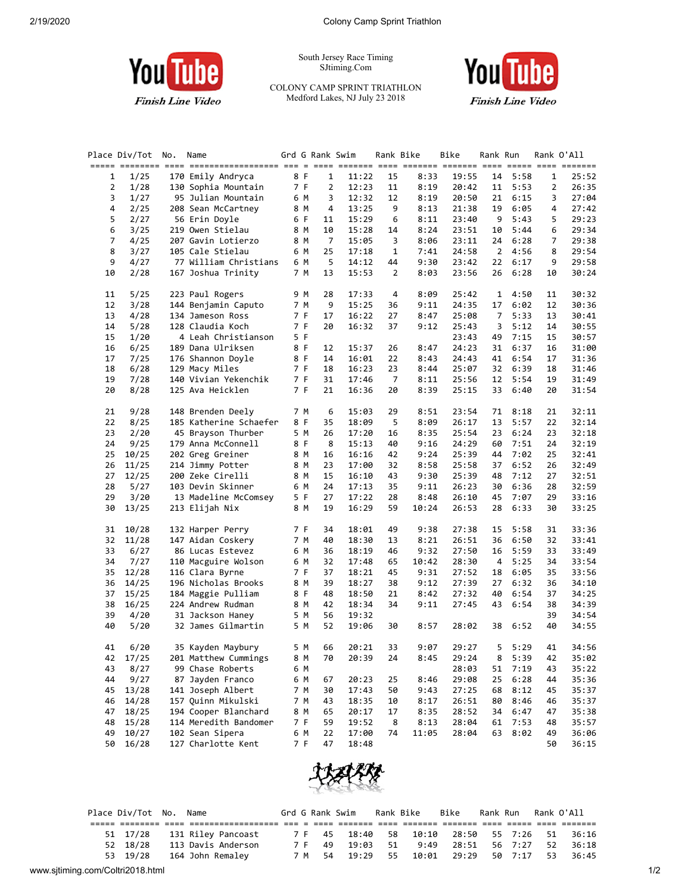South Jersey Race Timing
SJtiming.Com

COLONY CAMP SPRINT TRIATHLON
Medford Lakes, NJ July 23 2018

| Place | Div/Tot | No. | Name | Grd | G | Rank | Swim | Rank | Bike | Bike | Rank | Run | Rank | O'All |
|---|---|---|---|---|---|---|---|---|---|---|---|---|---|---|
| 1 | 1/25 | 170 | Emily Andryca | 8 | F | 1 | 11:22 | 15 | 8:33 | 19:55 | 14 | 5:58 | 1 | 25:52 |
| 2 | 1/28 | 130 | Sophia Mountain | 7 | F | 2 | 12:23 | 11 | 8:19 | 20:42 | 11 | 5:53 | 2 | 26:35 |
| 3 | 1/27 | 95 | Julian Mountain | 6 | M | 3 | 12:32 | 12 | 8:19 | 20:50 | 21 | 6:15 | 3 | 27:04 |
| 4 | 2/25 | 208 | Sean McCartney | 8 | M | 4 | 13:25 | 9 | 8:13 | 21:38 | 19 | 6:05 | 4 | 27:42 |
| 5 | 2/27 | 56 | Erin Doyle | 6 | F | 11 | 15:29 | 6 | 8:11 | 23:40 | 9 | 5:43 | 5 | 29:23 |
| 6 | 3/25 | 219 | Owen Stielau | 8 | M | 10 | 15:28 | 14 | 8:24 | 23:51 | 10 | 5:44 | 6 | 29:34 |
| 7 | 4/25 | 207 | Gavin Lotierzo | 8 | M | 7 | 15:05 | 3 | 8:06 | 23:11 | 24 | 6:28 | 7 | 29:38 |
| 8 | 3/27 | 105 | Cale Stielau | 6 | M | 25 | 17:18 | 1 | 7:41 | 24:58 | 2 | 4:56 | 8 | 29:54 |
| 9 | 4/27 | 77 | William Christians | 6 | M | 5 | 14:12 | 44 | 9:30 | 23:42 | 22 | 6:17 | 9 | 29:58 |
| 10 | 2/28 | 167 | Joshua Trinity | 7 | M | 13 | 15:53 | 2 | 8:03 | 23:56 | 26 | 6:28 | 10 | 30:24 |
| 11 | 5/25 | 223 | Paul Rogers | 9 | M | 28 | 17:33 | 4 | 8:09 | 25:42 | 1 | 4:50 | 11 | 30:32 |
| 12 | 3/28 | 144 | Benjamin Caputo | 7 | M | 9 | 15:25 | 36 | 9:11 | 24:35 | 17 | 6:02 | 12 | 30:36 |
| 13 | 4/28 | 134 | Jameson Ross | 7 | F | 17 | 16:22 | 27 | 8:47 | 25:08 | 7 | 5:33 | 13 | 30:41 |
| 14 | 5/28 | 128 | Claudia Koch | 7 | F | 20 | 16:32 | 37 | 9:12 | 25:43 | 3 | 5:12 | 14 | 30:55 |
| 15 | 1/20 | 4 | Leah Christianson | 5 | F | | | | | 23:43 | 49 | 7:15 | 15 | 30:57 |
| 16 | 6/25 | 189 | Dana Ulriksen | 8 | F | 12 | 15:37 | 26 | 8:47 | 24:23 | 31 | 6:37 | 16 | 31:00 |
| 17 | 7/25 | 176 | Shannon Doyle | 8 | F | 14 | 16:01 | 22 | 8:43 | 24:43 | 41 | 6:54 | 17 | 31:36 |
| 18 | 6/28 | 129 | Macy Miles | 7 | F | 18 | 16:23 | 23 | 8:44 | 25:07 | 32 | 6:39 | 18 | 31:46 |
| 19 | 7/28 | 140 | Vivian Yekenchik | 7 | F | 31 | 17:46 | 7 | 8:11 | 25:56 | 12 | 5:54 | 19 | 31:49 |
| 20 | 8/28 | 125 | Ava Heicklen | 7 | F | 21 | 16:36 | 20 | 8:39 | 25:15 | 33 | 6:40 | 20 | 31:54 |
| 21 | 9/28 | 148 | Brenden Deely | 7 | M | 6 | 15:03 | 29 | 8:51 | 23:54 | 71 | 8:18 | 21 | 32:11 |
| 22 | 8/25 | 185 | Katherine Schaefer | 8 | F | 35 | 18:09 | 5 | 8:09 | 26:17 | 13 | 5:57 | 22 | 32:14 |
| 23 | 2/20 | 45 | Brayson Thurber | 5 | M | 26 | 17:20 | 16 | 8:35 | 25:54 | 23 | 6:24 | 23 | 32:18 |
| 24 | 9/25 | 179 | Anna McConnell | 8 | F | 8 | 15:13 | 40 | 9:16 | 24:29 | 60 | 7:51 | 24 | 32:19 |
| 25 | 10/25 | 202 | Greg Greiner | 8 | M | 16 | 16:16 | 42 | 9:24 | 25:39 | 44 | 7:02 | 25 | 32:41 |
| 26 | 11/25 | 214 | Jimmy Potter | 8 | M | 23 | 17:00 | 32 | 8:58 | 25:58 | 37 | 6:52 | 26 | 32:49 |
| 27 | 12/25 | 200 | Zeke Cirelli | 8 | M | 15 | 16:10 | 43 | 9:30 | 25:39 | 48 | 7:12 | 27 | 32:51 |
| 28 | 5/27 | 103 | Devin Skinner | 6 | M | 24 | 17:13 | 35 | 9:11 | 26:23 | 30 | 6:36 | 28 | 32:59 |
| 29 | 3/20 | 13 | Madeline McComsey | 5 | F | 27 | 17:22 | 28 | 8:48 | 26:10 | 45 | 7:07 | 29 | 33:16 |
| 30 | 13/25 | 213 | Elijah Nix | 8 | M | 19 | 16:29 | 59 | 10:24 | 26:53 | 28 | 6:33 | 30 | 33:25 |
| 31 | 10/28 | 132 | Harper Perry | 7 | F | 34 | 18:01 | 49 | 9:38 | 27:38 | 15 | 5:58 | 31 | 33:36 |
| 32 | 11/28 | 147 | Aidan Coskery | 7 | M | 40 | 18:30 | 13 | 8:21 | 26:51 | 36 | 6:50 | 32 | 33:41 |
| 33 | 6/27 | 86 | Lucas Estevez | 6 | M | 36 | 18:19 | 46 | 9:32 | 27:50 | 16 | 5:59 | 33 | 33:49 |
| 34 | 7/27 | 110 | Macguire Wolson | 6 | M | 32 | 17:48 | 65 | 10:42 | 28:30 | 4 | 5:25 | 34 | 33:54 |
| 35 | 12/28 | 116 | Clara Byrne | 7 | F | 37 | 18:21 | 45 | 9:31 | 27:52 | 18 | 6:05 | 35 | 33:56 |
| 36 | 14/25 | 196 | Nicholas Brooks | 8 | M | 39 | 18:27 | 38 | 9:12 | 27:39 | 27 | 6:32 | 36 | 34:10 |
| 37 | 15/25 | 184 | Maggie Pulliam | 8 | F | 48 | 18:50 | 21 | 8:42 | 27:32 | 40 | 6:54 | 37 | 34:25 |
| 38 | 16/25 | 224 | Andrew Rudman | 8 | M | 42 | 18:34 | 34 | 9:11 | 27:45 | 43 | 6:54 | 38 | 34:39 |
| 39 | 4/20 | 31 | Jackson Haney | 5 | M | 56 | 19:32 | | | | | | 39 | 34:54 |
| 40 | 5/20 | 32 | James Gilmartin | 5 | M | 52 | 19:06 | 30 | 8:57 | 28:02 | 38 | 6:52 | 40 | 34:55 |
| 41 | 6/20 | 35 | Kayden Maybury | 5 | M | 66 | 20:21 | 33 | 9:07 | 29:27 | 5 | 5:29 | 41 | 34:56 |
| 42 | 17/25 | 201 | Matthew Cummings | 8 | M | 70 | 20:39 | 24 | 8:45 | 29:24 | 8 | 5:39 | 42 | 35:02 |
| 43 | 8/27 | 99 | Chase Roberts | 6 | M | | | | | 28:03 | 51 | 7:19 | 43 | 35:22 |
| 44 | 9/27 | 87 | Jayden Franco | 6 | M | 67 | 20:23 | 25 | 8:46 | 29:08 | 25 | 6:28 | 44 | 35:36 |
| 45 | 13/28 | 141 | Joseph Albert | 7 | M | 30 | 17:43 | 50 | 9:43 | 27:25 | 68 | 8:12 | 45 | 35:37 |
| 46 | 14/28 | 157 | Quinn Mikulski | 7 | M | 43 | 18:35 | 10 | 8:17 | 26:51 | 80 | 8:46 | 46 | 35:37 |
| 47 | 18/25 | 194 | Cooper Blanchard | 8 | M | 65 | 20:17 | 17 | 8:35 | 28:52 | 34 | 6:47 | 47 | 35:38 |
| 48 | 15/28 | 114 | Meredith Bandomer | 7 | F | 59 | 19:52 | 8 | 8:13 | 28:04 | 61 | 7:53 | 48 | 35:57 |
| 49 | 10/27 | 102 | Sean Sipera | 6 | M | 22 | 17:00 | 74 | 11:05 | 28:04 | 63 | 8:02 | 49 | 36:06 |
| 50 | 16/28 | 127 | Charlotte Kent | 7 | F | 47 | 18:48 | | | | | | 50 | 36:15 |
| 51 | 17/28 | 131 | Riley Pancoast | 7 | F | 45 | 18:40 | 58 | 10:10 | 28:50 | 55 | 7:26 | 51 | 36:16 |
| 52 | 18/28 | 113 | Davis Anderson | 7 | F | 49 | 19:03 | 51 | 9:49 | 28:51 | 56 | 7:27 | 52 | 36:18 |
| 53 | 19/28 | 164 | John Remaley | 7 | M | 54 | 19:29 | 55 | 10:01 | 29:29 | 50 | 7:17 | 53 | 36:45 |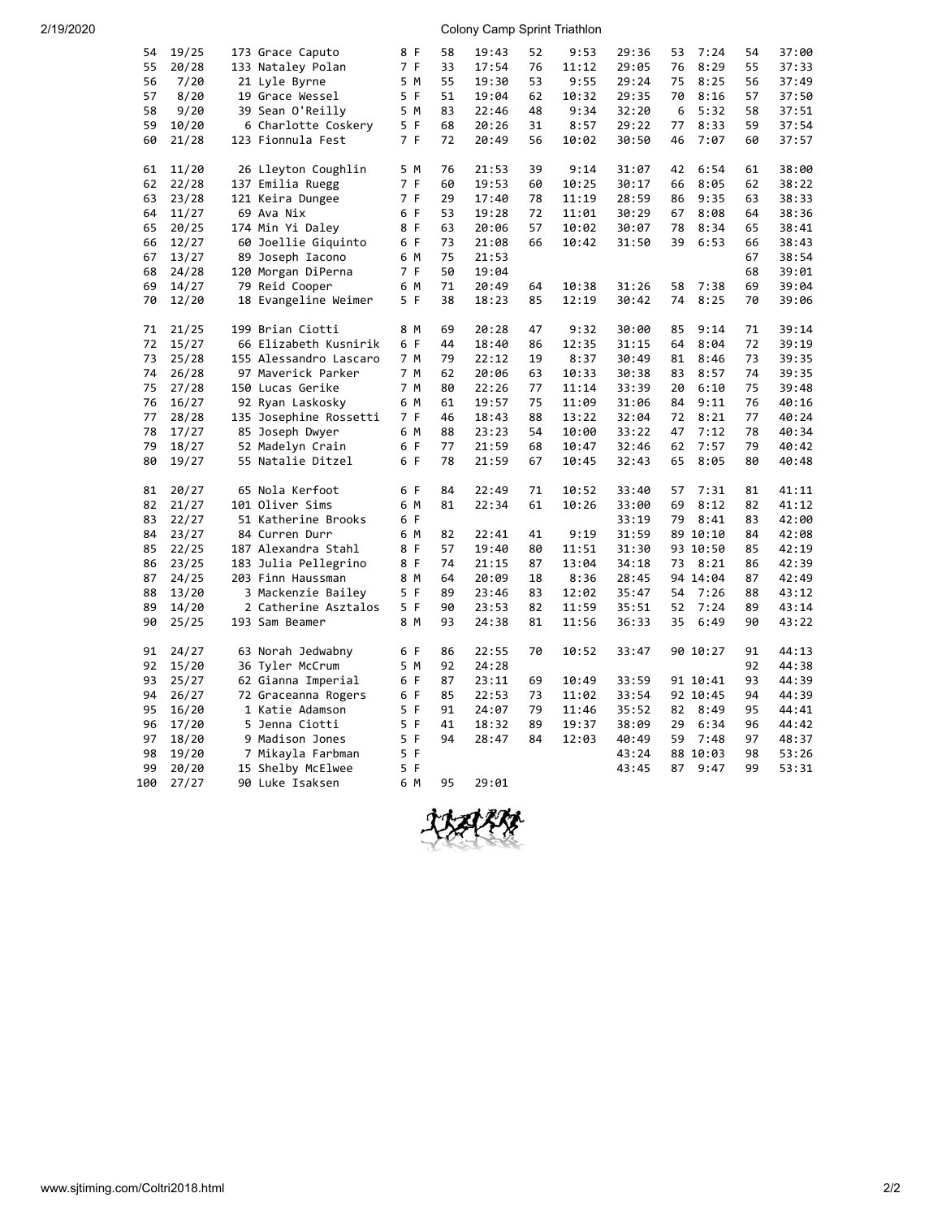| | | | | | | | | | | | | | | |
|---|---|---|---|---|---|---|---|---|---|---|---|---|---|---|
| 54 | 19/25 | 173 | Grace Caputo | 8 | F | 58 | 19:43 | 52 | 9:53 | 29:36 | 53 | 7:24 | 54 | 37:00 |
| 55 | 20/28 | 133 | Nataley Polan | 7 | F | 33 | 17:54 | 76 | 11:12 | 29:05 | 76 | 8:29 | 55 | 37:33 |
| 56 | 7/20 | 21 | Lyle Byrne | 5 | M | 55 | 19:30 | 53 | 9:55 | 29:24 | 75 | 8:25 | 56 | 37:49 |
| 57 | 8/20 | 19 | Grace Wessel | 5 | F | 51 | 19:04 | 62 | 10:32 | 29:35 | 70 | 8:16 | 57 | 37:50 |
| 58 | 9/20 | 39 | Sean O'Reilly | 5 | M | 83 | 22:46 | 48 | 9:34 | 32:20 | 6 | 5:32 | 58 | 37:51 |
| 59 | 10/20 | 6 | Charlotte Coskery | 5 | F | 68 | 20:26 | 31 | 8:57 | 29:22 | 77 | 8:33 | 59 | 37:54 |
| 60 | 21/28 | 123 | Fionnula Fest | 7 | F | 72 | 20:49 | 56 | 10:02 | 30:50 | 46 | 7:07 | 60 | 37:57 |
| 61 | 11/20 | 26 | Lleyton Coughlin | 5 | M | 76 | 21:53 | 39 | 9:14 | 31:07 | 42 | 6:54 | 61 | 38:00 |
| 62 | 22/28 | 137 | Emilia Ruegg | 7 | F | 60 | 19:53 | 60 | 10:25 | 30:17 | 66 | 8:05 | 62 | 38:22 |
| 63 | 23/28 | 121 | Keira Dungee | 7 | F | 29 | 17:40 | 78 | 11:19 | 28:59 | 86 | 9:35 | 63 | 38:33 |
| 64 | 11/27 | 69 | Ava Nix | 6 | F | 53 | 19:28 | 72 | 11:01 | 30:29 | 67 | 8:08 | 64 | 38:36 |
| 65 | 20/25 | 174 | Min Yi Daley | 8 | F | 63 | 20:06 | 57 | 10:02 | 30:07 | 78 | 8:34 | 65 | 38:41 |
| 66 | 12/27 | 60 | Joellie Giquinto | 6 | F | 73 | 21:08 | 66 | 10:42 | 31:50 | 39 | 6:53 | 66 | 38:43 |
| 67 | 13/27 | 89 | Joseph Iacono | 6 | M | 75 | 21:53 | | | | | | 67 | 38:54 |
| 68 | 24/28 | 120 | Morgan DiPerna | 7 | F | 50 | 19:04 | | | | | | 68 | 39:01 |
| 69 | 14/27 | 79 | Reid Cooper | 6 | M | 71 | 20:49 | 64 | 10:38 | 31:26 | 58 | 7:38 | 69 | 39:04 |
| 70 | 12/20 | 18 | Evangeline Weimer | 5 | F | 38 | 18:23 | 85 | 12:19 | 30:42 | 74 | 8:25 | 70 | 39:06 |
| 71 | 21/25 | 199 | Brian Ciotti | 8 | M | 69 | 20:28 | 47 | 9:32 | 30:00 | 85 | 9:14 | 71 | 39:14 |
| 72 | 15/27 | 66 | Elizabeth Kusnirik | 6 | F | 44 | 18:40 | 86 | 12:35 | 31:15 | 64 | 8:04 | 72 | 39:19 |
| 73 | 25/28 | 155 | Alessandro Lascaro | 7 | M | 79 | 22:12 | 19 | 8:37 | 30:49 | 81 | 8:46 | 73 | 39:35 |
| 74 | 26/28 | 97 | Maverick Parker | 7 | M | 62 | 20:06 | 63 | 10:33 | 30:38 | 83 | 8:57 | 74 | 39:35 |
| 75 | 27/28 | 150 | Lucas Gerike | 7 | M | 80 | 22:26 | 77 | 11:14 | 33:39 | 20 | 6:10 | 75 | 39:48 |
| 76 | 16/27 | 92 | Ryan Laskosky | 6 | M | 61 | 19:57 | 75 | 11:09 | 31:06 | 84 | 9:11 | 76 | 40:16 |
| 77 | 28/28 | 135 | Josephine Rossetti | 7 | F | 46 | 18:43 | 88 | 13:22 | 32:04 | 72 | 8:21 | 77 | 40:24 |
| 78 | 17/27 | 85 | Joseph Dwyer | 6 | M | 88 | 23:23 | 54 | 10:00 | 33:22 | 47 | 7:12 | 78 | 40:34 |
| 79 | 18/27 | 52 | Madelyn Crain | 6 | F | 77 | 21:59 | 68 | 10:47 | 32:46 | 62 | 7:57 | 79 | 40:42 |
| 80 | 19/27 | 55 | Natalie Ditzel | 6 | F | 78 | 21:59 | 67 | 10:45 | 32:43 | 65 | 8:05 | 80 | 40:48 |
| 81 | 20/27 | 65 | Nola Kerfoot | 6 | F | 84 | 22:49 | 71 | 10:52 | 33:40 | 57 | 7:31 | 81 | 41:11 |
| 82 | 21/27 | 101 | Oliver Sims | 6 | M | 81 | 22:34 | 61 | 10:26 | 33:00 | 69 | 8:12 | 82 | 41:12 |
| 83 | 22/27 | 51 | Katherine Brooks | 6 | F | | | | | 33:19 | 79 | 8:41 | 83 | 42:00 |
| 84 | 23/27 | 84 | Curren Durr | 6 | M | 82 | 22:41 | 41 | 9:19 | 31:59 | 89 | 10:10 | 84 | 42:08 |
| 85 | 22/25 | 187 | Alexandra Stahl | 8 | F | 57 | 19:40 | 80 | 11:51 | 31:30 | 93 | 10:50 | 85 | 42:19 |
| 86 | 23/25 | 183 | Julia Pellegrino | 8 | F | 74 | 21:15 | 87 | 13:04 | 34:18 | 73 | 8:21 | 86 | 42:39 |
| 87 | 24/25 | 203 | Finn Haussman | 8 | M | 64 | 20:09 | 18 | 8:36 | 28:45 | 94 | 14:04 | 87 | 42:49 |
| 88 | 13/20 | 3 | Mackenzie Bailey | 5 | F | 89 | 23:46 | 83 | 12:02 | 35:47 | 54 | 7:26 | 88 | 43:12 |
| 89 | 14/20 | 2 | Catherine Asztalos | 5 | F | 90 | 23:53 | 82 | 11:59 | 35:51 | 52 | 7:24 | 89 | 43:14 |
| 90 | 25/25 | 193 | Sam Beamer | 8 | M | 93 | 24:38 | 81 | 11:56 | 36:33 | 35 | 6:49 | 90 | 43:22 |
| 91 | 24/27 | 63 | Norah Jedwabny | 6 | F | 86 | 22:55 | 70 | 10:52 | 33:47 | 90 | 10:27 | 91 | 44:13 |
| 92 | 15/20 | 36 | Tyler McCrum | 5 | M | 92 | 24:28 | | | | | | 92 | 44:38 |
| 93 | 25/27 | 62 | Gianna Imperial | 6 | F | 87 | 23:11 | 69 | 10:49 | 33:59 | 91 | 10:41 | 93 | 44:39 |
| 94 | 26/27 | 72 | Graceanna Rogers | 6 | F | 85 | 22:53 | 73 | 11:02 | 33:54 | 92 | 10:45 | 94 | 44:39 |
| 95 | 16/20 | 1 | Katie Adamson | 5 | F | 91 | 24:07 | 79 | 11:46 | 35:52 | 82 | 8:49 | 95 | 44:41 |
| 96 | 17/20 | 5 | Jenna Ciotti | 5 | F | 41 | 18:32 | 89 | 19:37 | 38:09 | 29 | 6:34 | 96 | 44:42 |
| 97 | 18/20 | 9 | Madison Jones | 5 | F | 94 | 28:47 | 84 | 12:03 | 40:49 | 59 | 7:48 | 97 | 48:37 |
| 98 | 19/20 | 7 | Mikayla Farbman | 5 | F | | | | | 43:24 | 88 | 10:03 | 98 | 53:26 |
| 99 | 20/20 | 15 | Shelby McElwee | 5 | F | | | | | 43:45 | 87 | 9:47 | 99 | 53:31 |
| 100 | 27/27 | 90 | Luke Isaksen | 6 | M | 95 | 29:01 | | | | | | | |